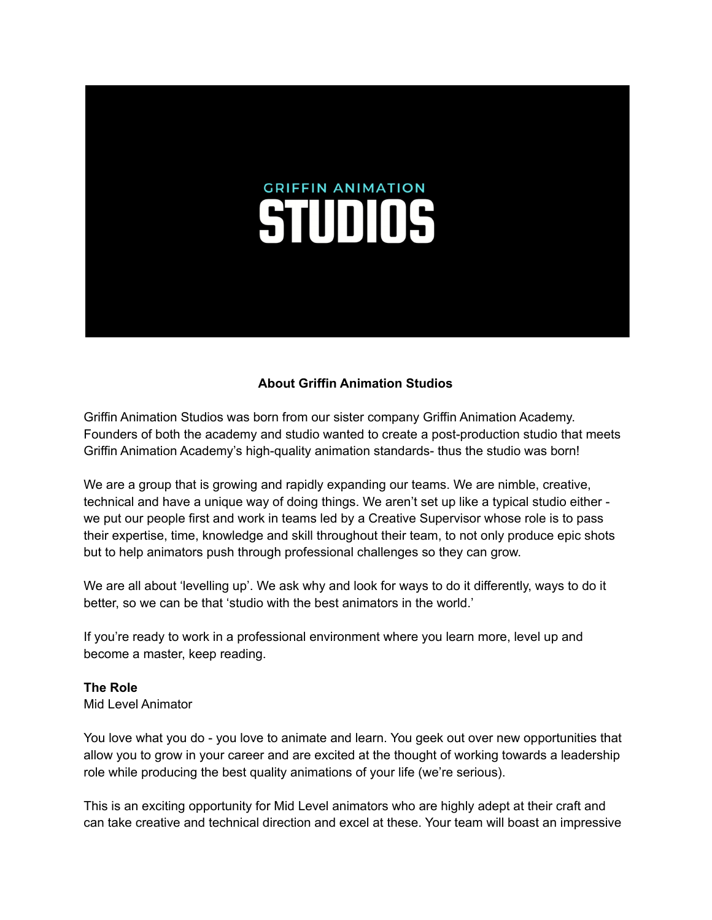GRIFFIN ANIMATION

STUDIOS

**About Griffin Animation Studios**

Griffin Animation Studios was born from our sister company Griffin Animation Academy. Founders of both the academy and studio wanted to create a post-production studio that meets Griffin Animation Academy's high-quality animation standards- thus the studio was born!

We are a group that is growing and rapidly expanding our teams. We are nimble, creative, technical and have a unique way of doing things. We aren't set up like a typical studio either - we put our people first and work in teams led by a Creative Supervisor whose role is to pass their expertise, time, knowledge and skill throughout their team, to not only produce epic shots but to help animators push through professional challenges so they can grow.

We are all about 'levelling up'. We ask why and look for ways to do it differently, ways to do it better, so we can be that 'studio with the best animators in the world.'

If you're ready to work in a professional environment where you learn more, level up and become a master, keep reading.

**The Role**
Mid Level Animator

You love what you do - you love to animate and learn. You geek out over new opportunities that allow you to grow in your career and are excited at the thought of working towards a leadership role while producing the best quality animations of your life (we're serious).

This is an exciting opportunity for Mid Level animators who are highly adept at their craft and can take creative and technical direction and excel at these. Your team will boast an impressive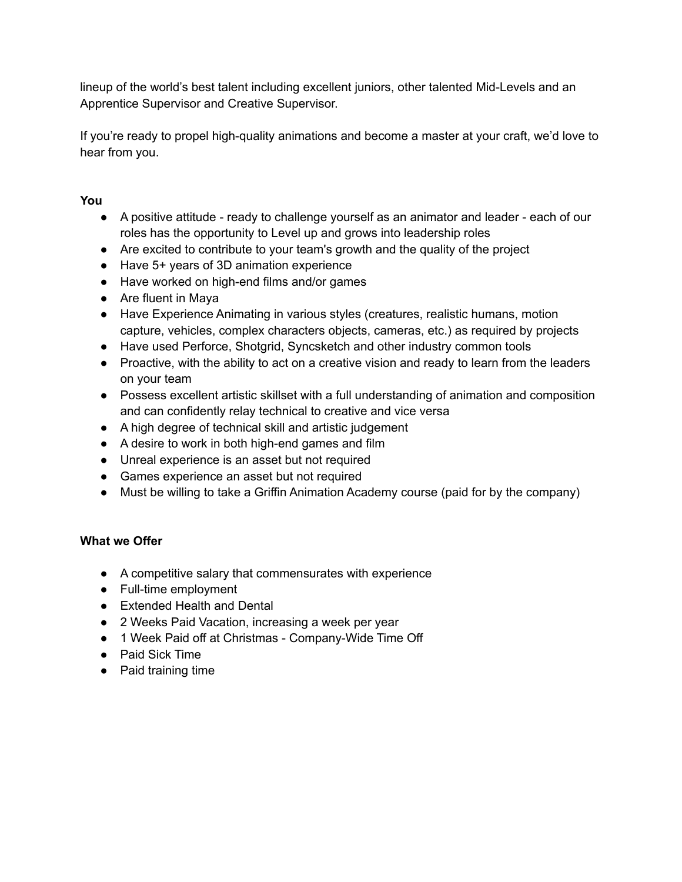lineup of the world's best talent including excellent juniors, other talented Mid-Levels and an Apprentice Supervisor and Creative Supervisor.

If you're ready to propel high-quality animations and become a master at your craft, we'd love to hear from you.

**You**

- A positive attitude - ready to challenge yourself as an animator and leader - each of our roles has the opportunity to Level up and grows into leadership roles
- Are excited to contribute to your team's growth and the quality of the project
- Have 5+ years of 3D animation experience
- Have worked on high-end films and/or games
- Are fluent in Maya
- Have Experience Animating in various styles (creatures, realistic humans, motion capture, vehicles, complex characters objects, cameras, etc.) as required by projects
- Have used Perforce, Shotgrid, Syncsketch and other industry common tools
- Proactive, with the ability to act on a creative vision and ready to learn from the leaders on your team
- Possess excellent artistic skillset with a full understanding of animation and composition and can confidently relay technical to creative and vice versa
- A high degree of technical skill and artistic judgement
- A desire to work in both high-end games and film
- Unreal experience is an asset but not required
- Games experience an asset but not required
- Must be willing to take a Griffin Animation Academy course (paid for by the company)

**What we Offer**

- A competitive salary that commensurates with experience
- Full-time employment
- Extended Health and Dental
- 2 Weeks Paid Vacation, increasing a week per year
- 1 Week Paid off at Christmas - Company-Wide Time Off
- Paid Sick Time
- Paid training time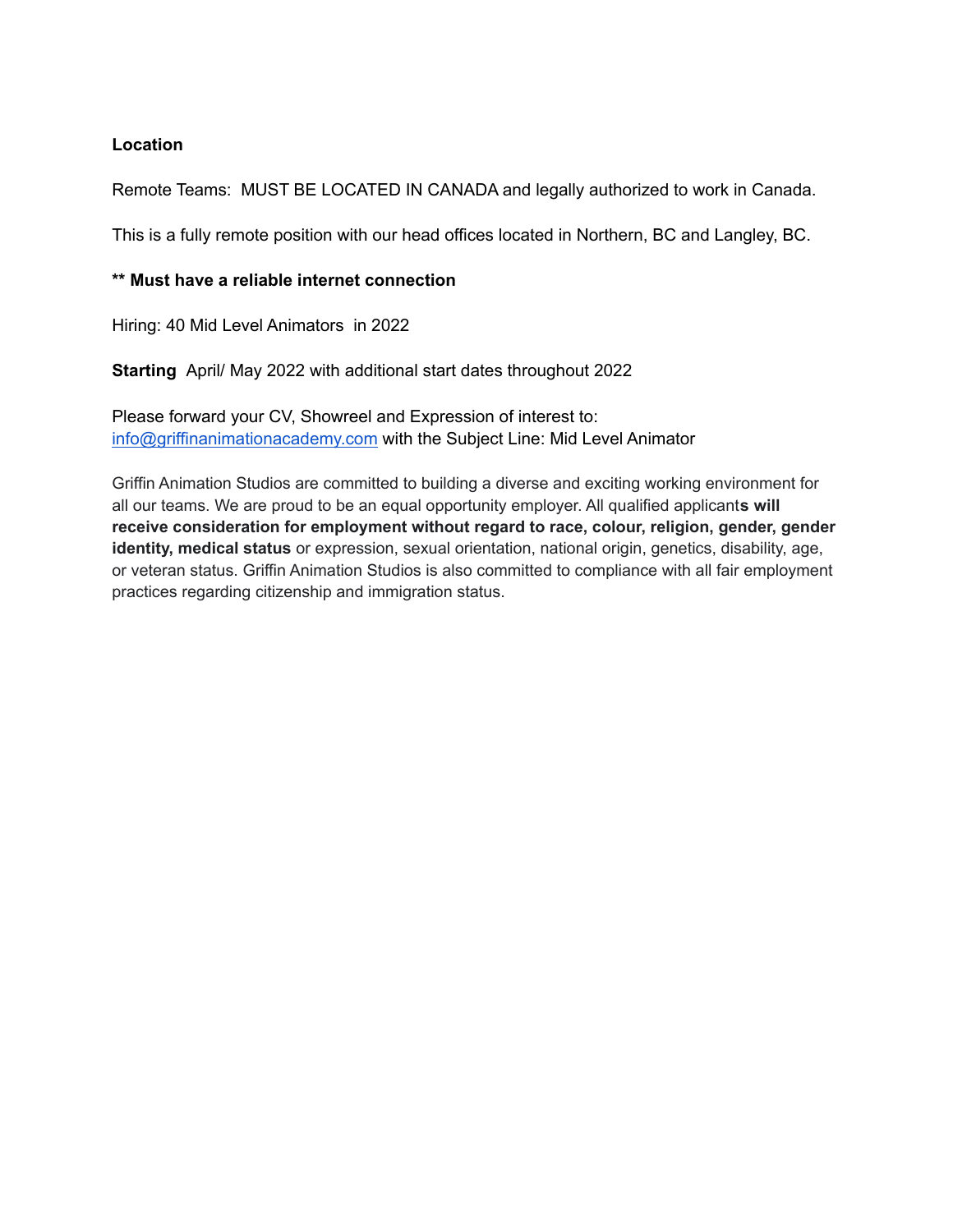**Location**

Remote Teams: MUST BE LOCATED IN CANADA and legally authorized to work in Canada.

This is a fully remote position with our head offices located in Northern, BC and Langley, BC.

**** Must have a reliable internet connection**

Hiring: 40 Mid Level Animators in 2022

**Starting** April/ May 2022 with additional start dates throughout 2022

Please forward your CV, Showreel and Expression of interest to:
[info@griffinanimationacademy.com](mailto:info@griffinanimationacademy.com) with the Subject Line: Mid Level Animator

Griffin Animation Studios are committed to building a diverse and exciting working environment for all our teams. We are proud to be an equal opportunity employer. All qualified applicant**s will receive consideration for employment without regard to race, colour, religion, gender, gender identity, medical status** or expression, sexual orientation, national origin, genetics, disability, age, or veteran status. Griffin Animation Studios is also committed to compliance with all fair employment practices regarding citizenship and immigration status.